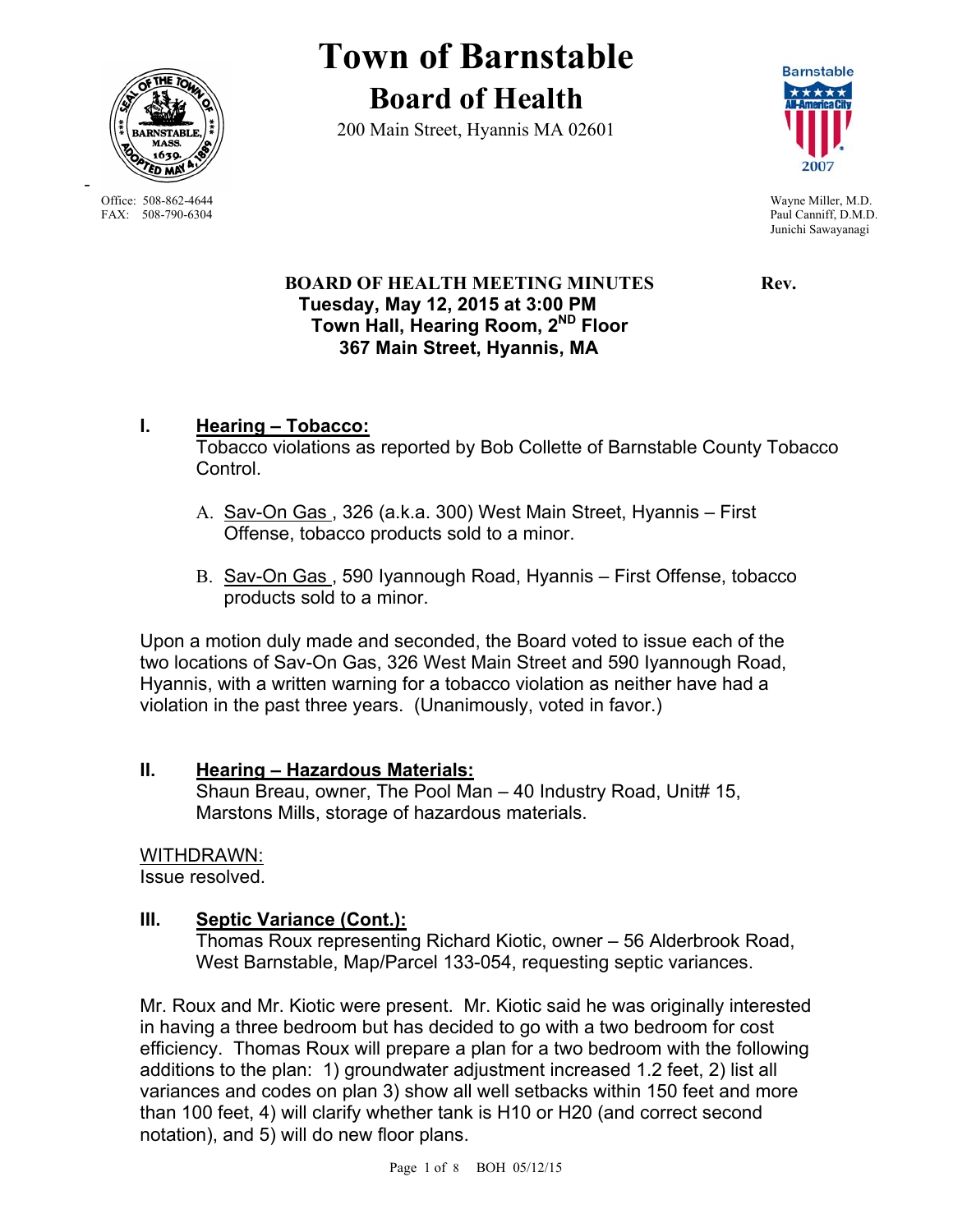# Town of Barnstable

## Board of Health

200 Main Street, Hyannis MA 02601

Office: 508-862-4644
FAX: 508-790-6304

Wayne Miller, M.D.
Paul Canniff, D.M.D.
Junichi Sawayanagi

**BOARD OF HEALTH MEETING MINUTES** **Rev.**
**Tuesday, May 12, 2015 at 3:00 PM**
**Town Hall, Hearing Room, 2ND Floor**
**367 Main Street, Hyannis, MA**

### I. Hearing – Tobacco:

Tobacco violations as reported by Bob Collette of Barnstable County Tobacco Control.

A. Sav-On Gas , 326 (a.k.a. 300) West Main Street, Hyannis – First Offense, tobacco products sold to a minor.

B. Sav-On Gas , 590 Iyannough Road, Hyannis – First Offense, tobacco products sold to a minor.

Upon a motion duly made and seconded, the Board voted to issue each of the two locations of Sav-On Gas, 326 West Main Street and 590 Iyannough Road, Hyannis, with a written warning for a tobacco violation as neither have had a violation in the past three years. (Unanimously, voted in favor.)

### II. Hearing – Hazardous Materials:

Shaun Breau, owner, The Pool Man – 40 Industry Road, Unit# 15, Marstons Mills, storage of hazardous materials.

WITHDRAWN:
Issue resolved.

### III. Septic Variance (Cont.):

Thomas Roux representing Richard Kiotic, owner – 56 Alderbrook Road, West Barnstable, Map/Parcel 133-054, requesting septic variances.

Mr. Roux and Mr. Kiotic were present. Mr. Kiotic said he was originally interested in having a three bedroom but has decided to go with a two bedroom for cost efficiency. Thomas Roux will prepare a plan for a two bedroom with the following additions to the plan: 1) groundwater adjustment increased 1.2 feet, 2) list all variances and codes on plan 3) show all well setbacks within 150 feet and more than 100 feet, 4) will clarify whether tank is H10 or H20 (and correct second notation), and 5) will do new floor plans.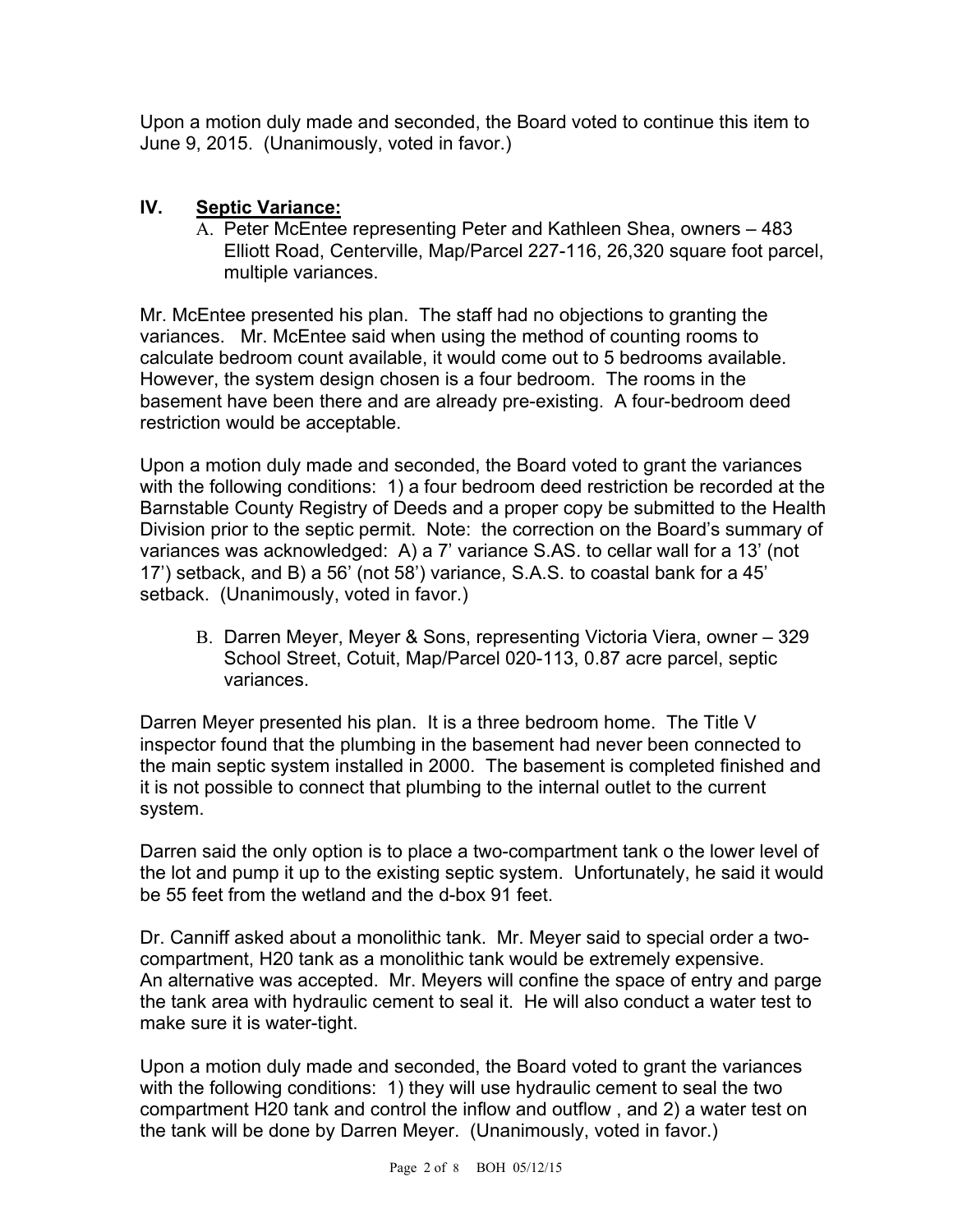Upon a motion duly made and seconded, the Board voted to continue this item to June 9, 2015. (Unanimously, voted in favor.)

## IV. Septic Variance:

A. Peter McEntee representing Peter and Kathleen Shea, owners – 483 Elliott Road, Centerville, Map/Parcel 227-116, 26,320 square foot parcel, multiple variances.

Mr. McEntee presented his plan. The staff had no objections to granting the variances. Mr. McEntee said when using the method of counting rooms to calculate bedroom count available, it would come out to 5 bedrooms available. However, the system design chosen is a four bedroom. The rooms in the basement have been there and are already pre-existing. A four-bedroom deed restriction would be acceptable.

Upon a motion duly made and seconded, the Board voted to grant the variances with the following conditions: 1) a four bedroom deed restriction be recorded at the Barnstable County Registry of Deeds and a proper copy be submitted to the Health Division prior to the septic permit. Note: the correction on the Board's summary of variances was acknowledged: A) a 7' variance S.AS. to cellar wall for a 13' (not 17') setback, and B) a 56' (not 58') variance, S.A.S. to coastal bank for a 45' setback. (Unanimously, voted in favor.)

B. Darren Meyer, Meyer & Sons, representing Victoria Viera, owner – 329 School Street, Cotuit, Map/Parcel 020-113, 0.87 acre parcel, septic variances.

Darren Meyer presented his plan. It is a three bedroom home. The Title V inspector found that the plumbing in the basement had never been connected to the main septic system installed in 2000. The basement is completed finished and it is not possible to connect that plumbing to the internal outlet to the current system.

Darren said the only option is to place a two-compartment tank o the lower level of the lot and pump it up to the existing septic system. Unfortunately, he said it would be 55 feet from the wetland and the d-box 91 feet.

Dr. Canniff asked about a monolithic tank. Mr. Meyer said to special order a two-compartment, H20 tank as a monolithic tank would be extremely expensive. An alternative was accepted. Mr. Meyers will confine the space of entry and parge the tank area with hydraulic cement to seal it. He will also conduct a water test to make sure it is water-tight.

Upon a motion duly made and seconded, the Board voted to grant the variances with the following conditions: 1) they will use hydraulic cement to seal the two compartment H20 tank and control the inflow and outflow , and 2) a water test on the tank will be done by Darren Meyer. (Unanimously, voted in favor.)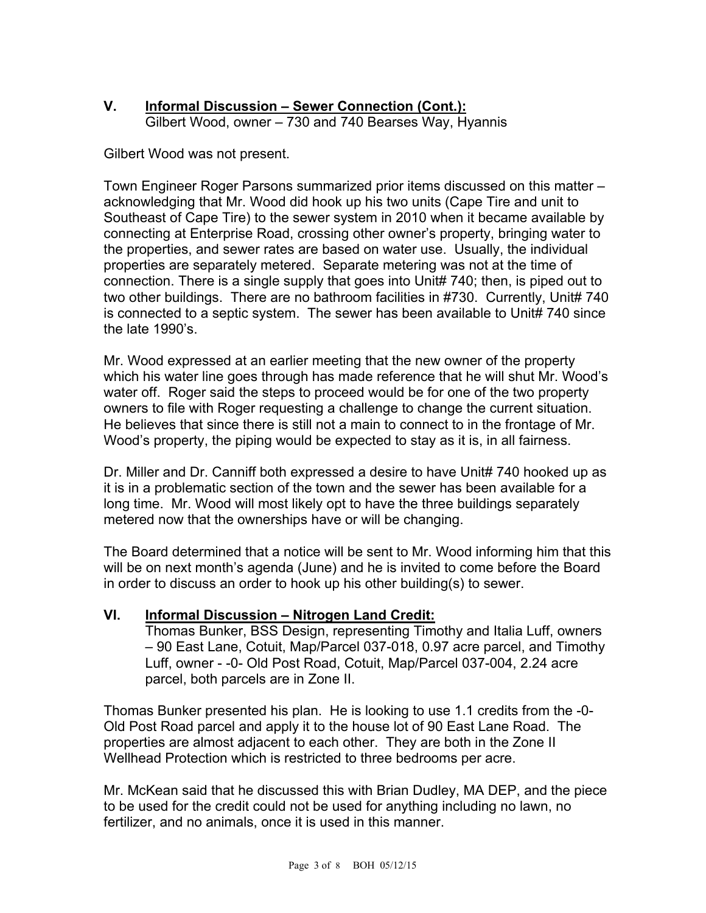## V. <u>Informal Discussion – Sewer Connection (Cont.):</u>

Gilbert Wood, owner – 730 and 740 Bearses Way, Hyannis

Gilbert Wood was not present.

Town Engineer Roger Parsons summarized prior items discussed on this matter – acknowledging that Mr. Wood did hook up his two units (Cape Tire and unit to Southeast of Cape Tire) to the sewer system in 2010 when it became available by connecting at Enterprise Road, crossing other owner's property, bringing water to the properties, and sewer rates are based on water use. Usually, the individual properties are separately metered. Separate metering was not at the time of connection. There is a single supply that goes into Unit# 740; then, is piped out to two other buildings. There are no bathroom facilities in #730. Currently, Unit# 740 is connected to a septic system. The sewer has been available to Unit# 740 since the late 1990's.

Mr. Wood expressed at an earlier meeting that the new owner of the property which his water line goes through has made reference that he will shut Mr. Wood's water off. Roger said the steps to proceed would be for one of the two property owners to file with Roger requesting a challenge to change the current situation. He believes that since there is still not a main to connect to in the frontage of Mr. Wood's property, the piping would be expected to stay as it is, in all fairness.

Dr. Miller and Dr. Canniff both expressed a desire to have Unit# 740 hooked up as it is in a problematic section of the town and the sewer has been available for a long time. Mr. Wood will most likely opt to have the three buildings separately metered now that the ownerships have or will be changing.

The Board determined that a notice will be sent to Mr. Wood informing him that this will be on next month's agenda (June) and he is invited to come before the Board in order to discuss an order to hook up his other building(s) to sewer.

## VI. <u>Informal Discussion – Nitrogen Land Credit:</u>

Thomas Bunker, BSS Design, representing Timothy and Italia Luff, owners – 90 East Lane, Cotuit, Map/Parcel 037-018, 0.97 acre parcel, and Timothy Luff, owner - -0- Old Post Road, Cotuit, Map/Parcel 037-004, 2.24 acre parcel, both parcels are in Zone II.

Thomas Bunker presented his plan. He is looking to use 1.1 credits from the -0- Old Post Road parcel and apply it to the house lot of 90 East Lane Road. The properties are almost adjacent to each other. They are both in the Zone II Wellhead Protection which is restricted to three bedrooms per acre.

Mr. McKean said that he discussed this with Brian Dudley, MA DEP, and the piece to be used for the credit could not be used for anything including no lawn, no fertilizer, and no animals, once it is used in this manner.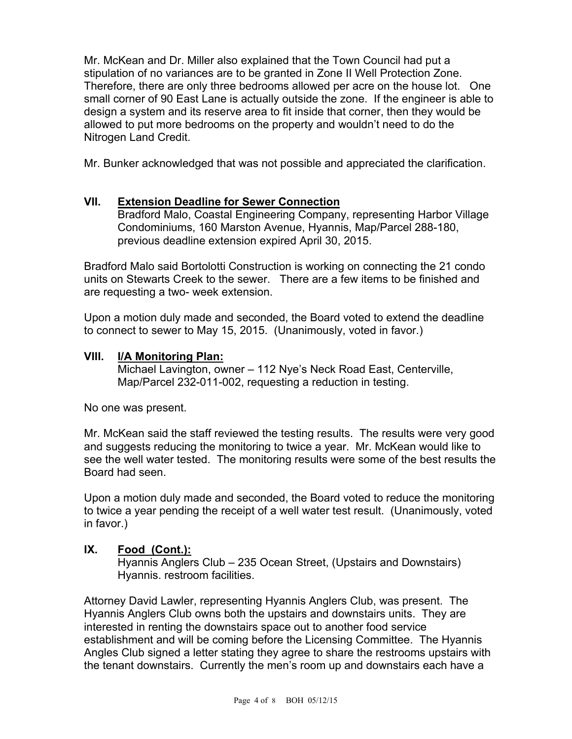Mr. McKean and Dr. Miller also explained that the Town Council had put a stipulation of no variances are to be granted in Zone II Well Protection Zone. Therefore, there are only three bedrooms allowed per acre on the house lot. One small corner of 90 East Lane is actually outside the zone. If the engineer is able to design a system and its reserve area to fit inside that corner, then they would be allowed to put more bedrooms on the property and wouldn't need to do the Nitrogen Land Credit.

Mr. Bunker acknowledged that was not possible and appreciated the clarification.

## VII. <u>Extension Deadline for Sewer Connection</u>

Bradford Malo, Coastal Engineering Company, representing Harbor Village Condominiums, 160 Marston Avenue, Hyannis, Map/Parcel 288-180, previous deadline extension expired April 30, 2015.

Bradford Malo said Bortolotti Construction is working on connecting the 21 condo units on Stewarts Creek to the sewer. There are a few items to be finished and are requesting a two- week extension.

Upon a motion duly made and seconded, the Board voted to extend the deadline to connect to sewer to May 15, 2015. (Unanimously, voted in favor.)

## VIII. <u>I/A Monitoring Plan:</u>

Michael Lavington, owner – 112 Nye's Neck Road East, Centerville, Map/Parcel 232-011-002, requesting a reduction in testing.

No one was present.

Mr. McKean said the staff reviewed the testing results. The results were very good and suggests reducing the monitoring to twice a year. Mr. McKean would like to see the well water tested. The monitoring results were some of the best results the Board had seen.

Upon a motion duly made and seconded, the Board voted to reduce the monitoring to twice a year pending the receipt of a well water test result. (Unanimously, voted in favor.)

## IX. <u>Food (Cont.):</u>

Hyannis Anglers Club – 235 Ocean Street, (Upstairs and Downstairs) Hyannis. restroom facilities.

Attorney David Lawler, representing Hyannis Anglers Club, was present. The Hyannis Anglers Club owns both the upstairs and downstairs units. They are interested in renting the downstairs space out to another food service establishment and will be coming before the Licensing Committee. The Hyannis Angles Club signed a letter stating they agree to share the restrooms upstairs with the tenant downstairs. Currently the men's room up and downstairs each have a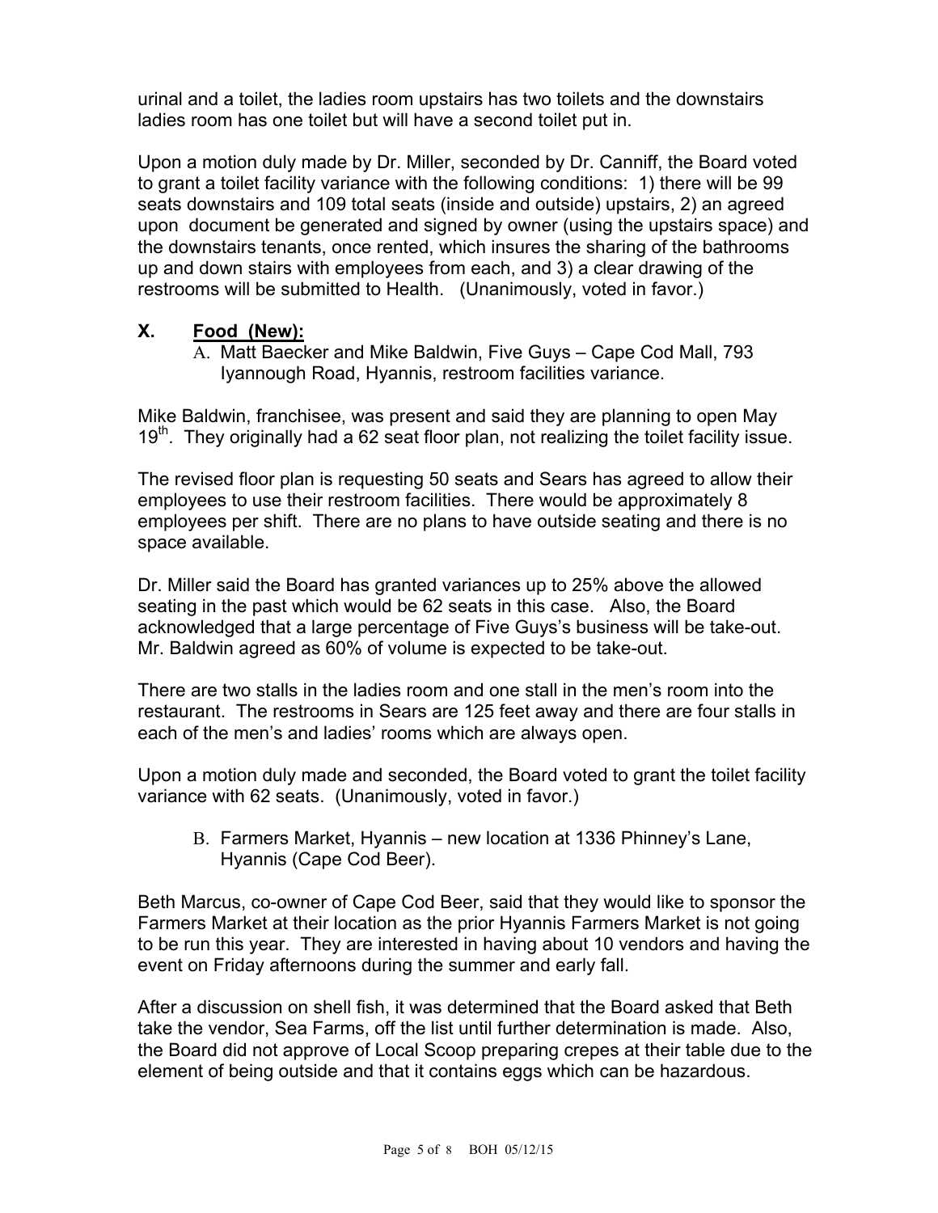urinal and a toilet, the ladies room upstairs has two toilets and the downstairs ladies room has one toilet but will have a second toilet put in.

Upon a motion duly made by Dr. Miller, seconded by Dr. Canniff, the Board voted to grant a toilet facility variance with the following conditions: 1) there will be 99 seats downstairs and 109 total seats (inside and outside) upstairs, 2) an agreed upon document be generated and signed by owner (using the upstairs space) and the downstairs tenants, once rented, which insures the sharing of the bathrooms up and down stairs with employees from each, and 3) a clear drawing of the restrooms will be submitted to Health. (Unanimously, voted in favor.)

## X. Food (New):

A. Matt Baecker and Mike Baldwin, Five Guys – Cape Cod Mall, 793 Iyannough Road, Hyannis, restroom facilities variance.

Mike Baldwin, franchisee, was present and said they are planning to open May 19th. They originally had a 62 seat floor plan, not realizing the toilet facility issue.

The revised floor plan is requesting 50 seats and Sears has agreed to allow their employees to use their restroom facilities. There would be approximately 8 employees per shift. There are no plans to have outside seating and there is no space available.

Dr. Miller said the Board has granted variances up to 25% above the allowed seating in the past which would be 62 seats in this case. Also, the Board acknowledged that a large percentage of Five Guys's business will be take-out. Mr. Baldwin agreed as 60% of volume is expected to be take-out.

There are two stalls in the ladies room and one stall in the men's room into the restaurant. The restrooms in Sears are 125 feet away and there are four stalls in each of the men's and ladies' rooms which are always open.

Upon a motion duly made and seconded, the Board voted to grant the toilet facility variance with 62 seats. (Unanimously, voted in favor.)

B. Farmers Market, Hyannis – new location at 1336 Phinney's Lane, Hyannis (Cape Cod Beer).

Beth Marcus, co-owner of Cape Cod Beer, said that they would like to sponsor the Farmers Market at their location as the prior Hyannis Farmers Market is not going to be run this year. They are interested in having about 10 vendors and having the event on Friday afternoons during the summer and early fall.

After a discussion on shell fish, it was determined that the Board asked that Beth take the vendor, Sea Farms, off the list until further determination is made. Also, the Board did not approve of Local Scoop preparing crepes at their table due to the element of being outside and that it contains eggs which can be hazardous.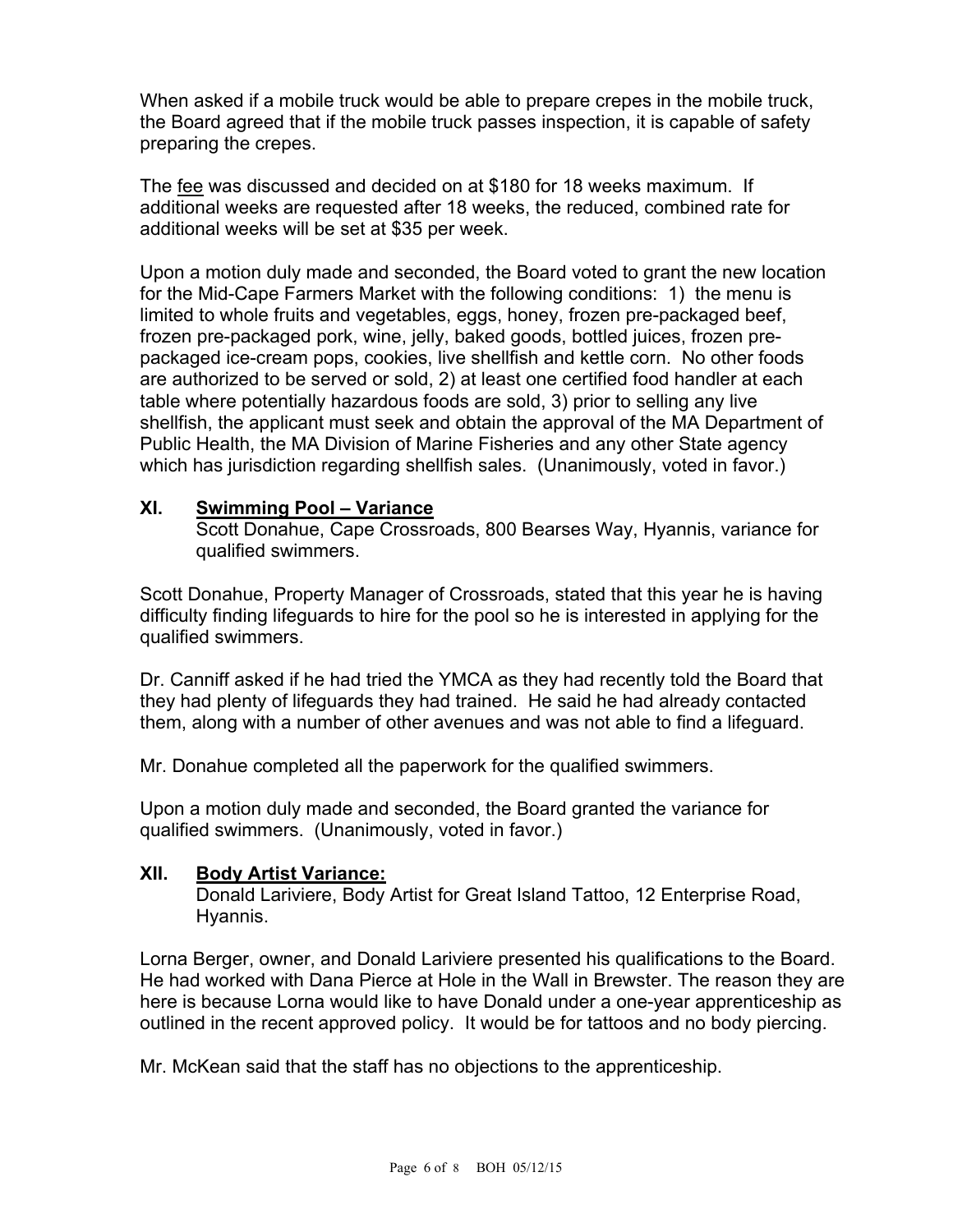When asked if a mobile truck would be able to prepare crepes in the mobile truck, the Board agreed that if the mobile truck passes inspection, it is capable of safety preparing the crepes.

The fee was discussed and decided on at $180 for 18 weeks maximum. If additional weeks are requested after 18 weeks, the reduced, combined rate for additional weeks will be set at $35 per week.

Upon a motion duly made and seconded, the Board voted to grant the new location for the Mid-Cape Farmers Market with the following conditions: 1) the menu is limited to whole fruits and vegetables, eggs, honey, frozen pre-packaged beef, frozen pre-packaged pork, wine, jelly, baked goods, bottled juices, frozen pre-packaged ice-cream pops, cookies, live shellfish and kettle corn. No other foods are authorized to be served or sold, 2) at least one certified food handler at each table where potentially hazardous foods are sold, 3) prior to selling any live shellfish, the applicant must seek and obtain the approval of the MA Department of Public Health, the MA Division of Marine Fisheries and any other State agency which has jurisdiction regarding shellfish sales. (Unanimously, voted in favor.)

## XI. Swimming Pool – Variance

Scott Donahue, Cape Crossroads, 800 Bearses Way, Hyannis, variance for qualified swimmers.

Scott Donahue, Property Manager of Crossroads, stated that this year he is having difficulty finding lifeguards to hire for the pool so he is interested in applying for the qualified swimmers.

Dr. Canniff asked if he had tried the YMCA as they had recently told the Board that they had plenty of lifeguards they had trained. He said he had already contacted them, along with a number of other avenues and was not able to find a lifeguard.

Mr. Donahue completed all the paperwork for the qualified swimmers.

Upon a motion duly made and seconded, the Board granted the variance for qualified swimmers. (Unanimously, voted in favor.)

## XII. Body Artist Variance:

Donald Lariviere, Body Artist for Great Island Tattoo, 12 Enterprise Road, Hyannis.

Lorna Berger, owner, and Donald Lariviere presented his qualifications to the Board. He had worked with Dana Pierce at Hole in the Wall in Brewster. The reason they are here is because Lorna would like to have Donald under a one-year apprenticeship as outlined in the recent approved policy. It would be for tattoos and no body piercing.

Mr. McKean said that the staff has no objections to the apprenticeship.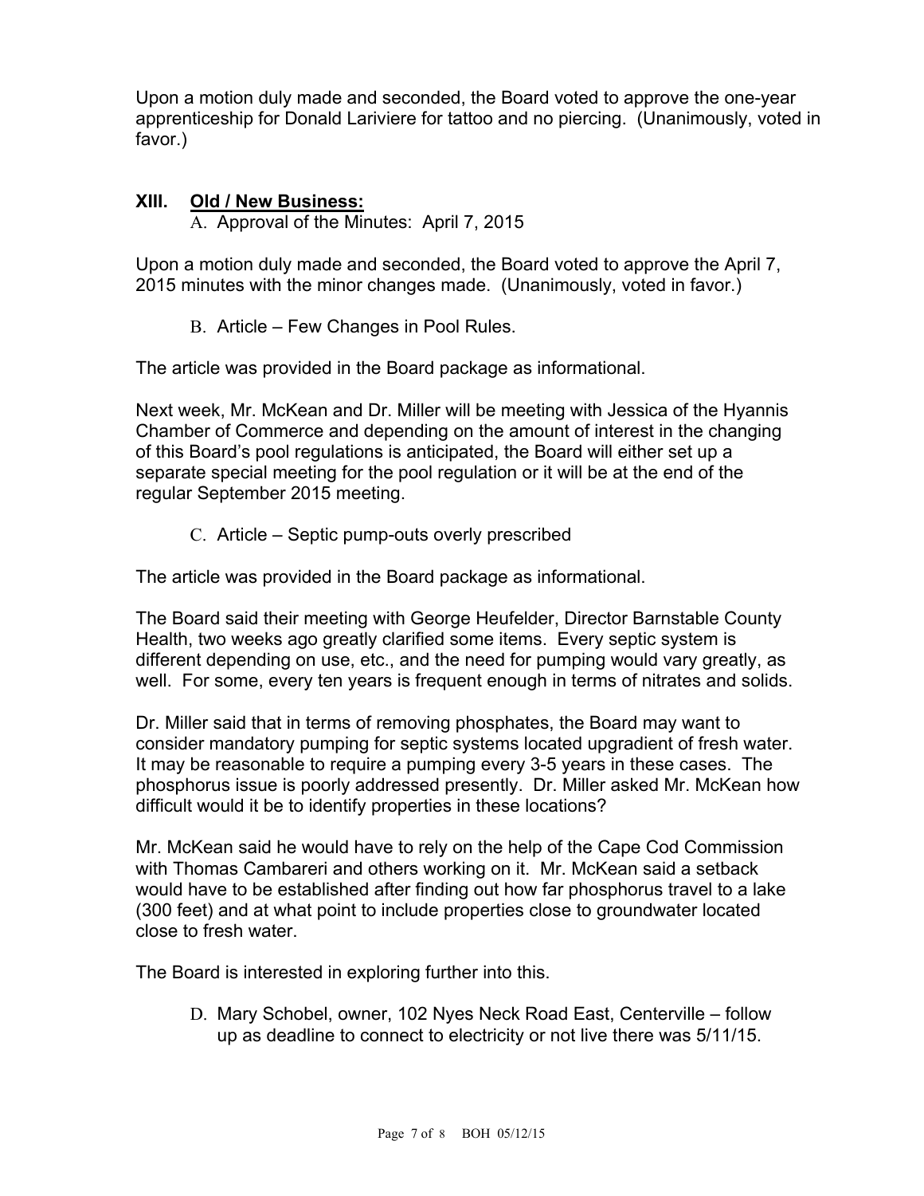Upon a motion duly made and seconded, the Board voted to approve the one-year apprenticeship for Donald Lariviere for tattoo and no piercing. (Unanimously, voted in favor.)

## XIII. Old / New Business:

A. Approval of the Minutes: April 7, 2015

Upon a motion duly made and seconded, the Board voted to approve the April 7, 2015 minutes with the minor changes made. (Unanimously, voted in favor.)

B. Article – Few Changes in Pool Rules.

The article was provided in the Board package as informational.

Next week, Mr. McKean and Dr. Miller will be meeting with Jessica of the Hyannis Chamber of Commerce and depending on the amount of interest in the changing of this Board's pool regulations is anticipated, the Board will either set up a separate special meeting for the pool regulation or it will be at the end of the regular September 2015 meeting.

C. Article – Septic pump-outs overly prescribed

The article was provided in the Board package as informational.

The Board said their meeting with George Heufelder, Director Barnstable County Health, two weeks ago greatly clarified some items. Every septic system is different depending on use, etc., and the need for pumping would vary greatly, as well. For some, every ten years is frequent enough in terms of nitrates and solids.

Dr. Miller said that in terms of removing phosphates, the Board may want to consider mandatory pumping for septic systems located upgradient of fresh water. It may be reasonable to require a pumping every 3-5 years in these cases. The phosphorus issue is poorly addressed presently. Dr. Miller asked Mr. McKean how difficult would it be to identify properties in these locations?

Mr. McKean said he would have to rely on the help of the Cape Cod Commission with Thomas Cambareri and others working on it. Mr. McKean said a setback would have to be established after finding out how far phosphorus travel to a lake (300 feet) and at what point to include properties close to groundwater located close to fresh water.

The Board is interested in exploring further into this.

D. Mary Schobel, owner, 102 Nyes Neck Road East, Centerville – follow up as deadline to connect to electricity or not live there was 5/11/15.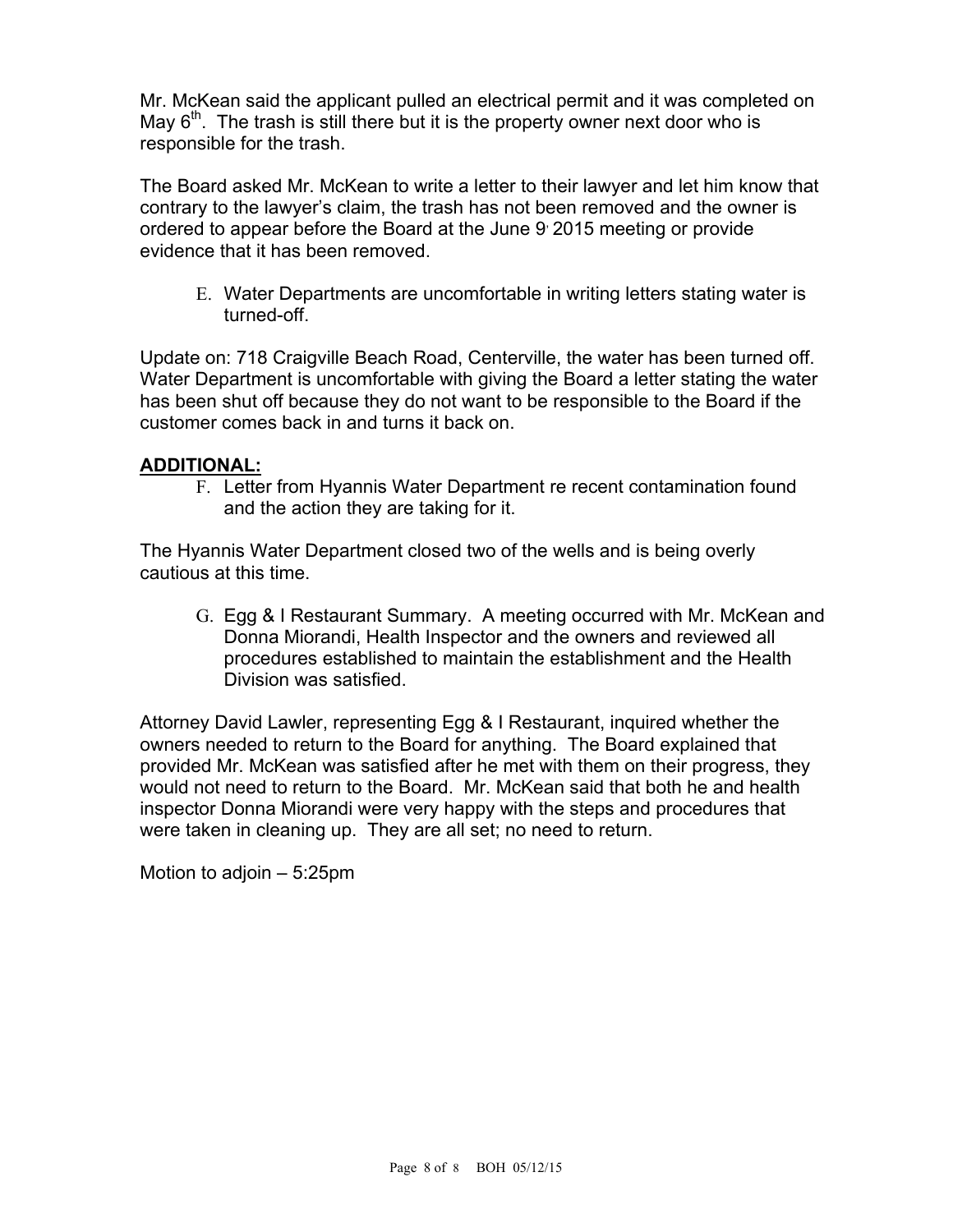Mr. McKean said the applicant pulled an electrical permit and it was completed on May 6th. The trash is still there but it is the property owner next door who is responsible for the trash.

The Board asked Mr. McKean to write a letter to their lawyer and let him know that contrary to the lawyer's claim, the trash has not been removed and the owner is ordered to appear before the Board at the June 9, 2015 meeting or provide evidence that it has been removed.

E. Water Departments are uncomfortable in writing letters stating water is turned-off.

Update on: 718 Craigville Beach Road, Centerville, the water has been turned off. Water Department is uncomfortable with giving the Board a letter stating the water has been shut off because they do not want to be responsible to the Board if the customer comes back in and turns it back on.

**ADDITIONAL:**

F. Letter from Hyannis Water Department re recent contamination found and the action they are taking for it.

The Hyannis Water Department closed two of the wells and is being overly cautious at this time.

G. Egg & I Restaurant Summary. A meeting occurred with Mr. McKean and Donna Miorandi, Health Inspector and the owners and reviewed all procedures established to maintain the establishment and the Health Division was satisfied.

Attorney David Lawler, representing Egg & I Restaurant, inquired whether the owners needed to return to the Board for anything. The Board explained that provided Mr. McKean was satisfied after he met with them on their progress, they would not need to return to the Board. Mr. McKean said that both he and health inspector Donna Miorandi were very happy with the steps and procedures that were taken in cleaning up. They are all set; no need to return.

Motion to adjoin – 5:25pm